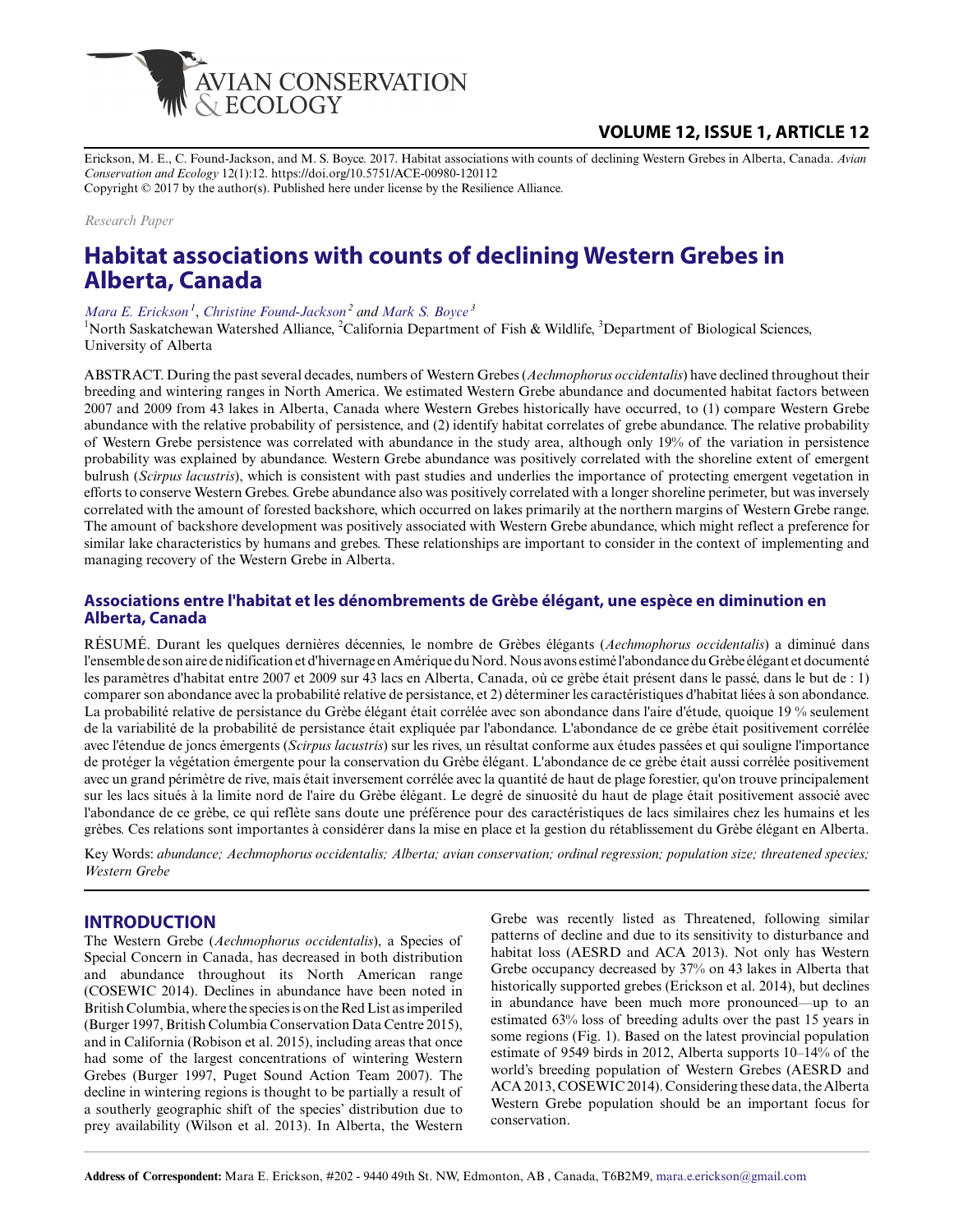Erickson, M. E., C. Found-Jackson, and M. S. Boyce. 2017. Habitat associations with counts of declining Western Grebes in Alberta, Canada. *Avian Conservation and Ecology* 12(1):12. https://doi.org/10.5751/ACE-00980-120112
Copyright © 2017 by the author(s). Published here under license by the Resilience Alliance.

*Research Paper*

# Habitat associations with counts of declining Western Grebes in Alberta, Canada

*Mara E. Erickson* [1], *Christine Found-Jackson* [2] and *Mark S. Boyce* [3]

[1]North Saskatchewan Watershed Alliance, [2]California Department of Fish & Wildlife, [3]Department of Biological Sciences, University of Alberta

ABSTRACT. During the past several decades, numbers of Western Grebes (*Aechmophorus occidentalis*) have declined throughout their breeding and wintering ranges in North America. We estimated Western Grebe abundance and documented habitat factors between 2007 and 2009 from 43 lakes in Alberta, Canada where Western Grebes historically have occurred, to (1) compare Western Grebe abundance with the relative probability of persistence, and (2) identify habitat correlates of grebe abundance. The relative probability of Western Grebe persistence was correlated with abundance in the study area, although only 19% of the variation in persistence probability was explained by abundance. Western Grebe abundance was positively correlated with the shoreline extent of emergent bulrush (*Scirpus lacustris*), which is consistent with past studies and underlies the importance of protecting emergent vegetation in efforts to conserve Western Grebes. Grebe abundance also was positively correlated with a longer shoreline perimeter, but was inversely correlated with the amount of forested backshore, which occurred on lakes primarily at the northern margins of Western Grebe range. The amount of backshore development was positively associated with Western Grebe abundance, which might reflect a preference for similar lake characteristics by humans and grebes. These relationships are important to consider in the context of implementing and managing recovery of the Western Grebe in Alberta.

## Associations entre l'habitat et les dénombrements de Grèbe élégant, une espèce en diminution en Alberta, Canada

RÉSUMÉ. Durant les quelques dernières décennies, le nombre de Grèbes élégants (*Aechmophorus occidentalis*) a diminué dans l'ensemble de son aire de nidification et d'hivernage en Amérique du Nord. Nous avons estimé l'abondance du Grèbe élégant et documenté les paramètres d'habitat entre 2007 et 2009 sur 43 lacs en Alberta, Canada, où ce grèbe était présent dans le passé, dans le but de : 1) comparer son abondance avec la probabilité relative de persistance, et 2) déterminer les caractéristiques d'habitat liées à son abondance. La probabilité relative de persistance du Grèbe élégant était corrélée avec son abondance dans l'aire d'étude, quoique 19 % seulement de la variabilité de la probabilité de persistance était expliquée par l'abondance. L'abondance de ce grèbe était positivement corrélée avec l'étendue de joncs émergents (*Scirpus lacustris*) sur les rives, un résultat conforme aux études passées et qui souligne l'importance de protéger la végétation émergente pour la conservation du Grèbe élégant. L'abondance de ce grèbe était aussi corrélée positivement avec un grand périmètre de rive, mais était inversement corrélée avec la quantité de haut de plage forestier, qu'on trouve principalement sur les lacs situés à la limite nord de l'aire du Grèbe élégant. Le degré de sinuosité du haut de plage était positivement associé avec l'abondance de ce grèbe, ce qui reflète sans doute une préférence pour des caractéristiques de lacs similaires chez les humains et les grèbes. Ces relations sont importantes à considérer dans la mise en place et la gestion du rétablissement du Grèbe élégant en Alberta.

Key Words: *abundance; Aechmophorus occidentalis; Alberta; avian conservation; ordinal regression; population size; threatened species; Western Grebe*

## INTRODUCTION

The Western Grebe (*Aechmophorus occidentalis*), a Species of Special Concern in Canada, has decreased in both distribution and abundance throughout its North American range (COSEWIC 2014). Declines in abundance have been noted in British Columbia, where the species is on the Red List as imperiled (Burger 1997, British Columbia Conservation Data Centre 2015), and in California (Robison et al. 2015), including areas that once had some of the largest concentrations of wintering Western Grebes (Burger 1997, Puget Sound Action Team 2007). The decline in wintering regions is thought to be partially a result of a southerly geographic shift of the species' distribution due to prey availability (Wilson et al. 2013). In Alberta, the Western Grebe was recently listed as Threatened, following similar patterns of decline and due to its sensitivity to disturbance and habitat loss (AESRD and ACA 2013). Not only has Western Grebe occupancy decreased by 37% on 43 lakes in Alberta that historically supported grebes (Erickson et al. 2014), but declines in abundance have been much more pronounced—up to an estimated 63% loss of breeding adults over the past 15 years in some regions (Fig. 1). Based on the latest provincial population estimate of 9549 birds in 2012, Alberta supports 10–14% of the world's breeding population of Western Grebes (AESRD and ACA 2013, COSEWIC 2014). Considering these data, the Alberta Western Grebe population should be an important focus for conservation.

**Address of Correspondent:** Mara E. Erickson, #202 - 9440 49th St. NW, Edmonton, AB , Canada, T6B2M9, mara.e.erickson@gmail.com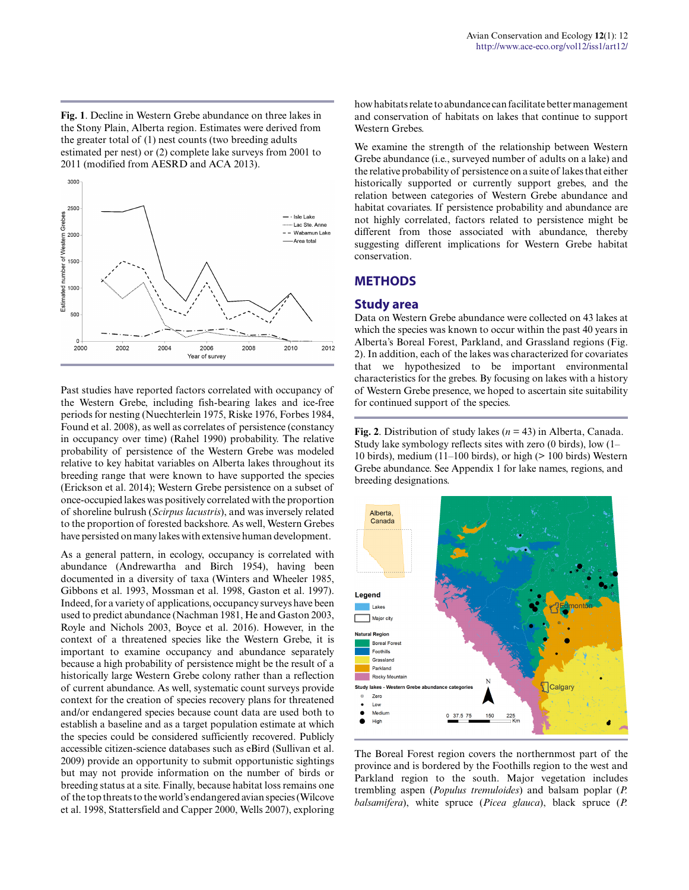**Fig. 1**. Decline in Western Grebe abundance on three lakes in the Stony Plain, Alberta region. Estimates were derived from the greater total of (1) nest counts (two breeding adults estimated per nest) or (2) complete lake surveys from 2001 to 2011 (modified from AESRD and ACA 2013).

Past studies have reported factors correlated with occupancy of the Western Grebe, including fish-bearing lakes and ice-free periods for nesting (Nuechterlein 1975, Riske 1976, Forbes 1984, Found et al. 2008), as well as correlates of persistence (constancy in occupancy over time) (Rahel 1990) probability. The relative probability of persistence of the Western Grebe was modeled relative to key habitat variables on Alberta lakes throughout its breeding range that were known to have supported the species (Erickson et al. 2014); Western Grebe persistence on a subset of once-occupied lakes was positively correlated with the proportion of shoreline bulrush (*Scirpus lacustris*), and was inversely related to the proportion of forested backshore. As well, Western Grebes have persisted on many lakes with extensive human development.

As a general pattern, in ecology, occupancy is correlated with abundance (Andrewartha and Birch 1954), having been documented in a diversity of taxa (Winters and Wheeler 1985, Gibbons et al. 1993, Mossman et al. 1998, Gaston et al. 1997). Indeed, for a variety of applications, occupancy surveys have been used to predict abundance (Nachman 1981, He and Gaston 2003, Royle and Nichols 2003, Boyce et al. 2016). However, in the context of a threatened species like the Western Grebe, it is important to examine occupancy and abundance separately because a high probability of persistence might be the result of a historically large Western Grebe colony rather than a reflection of current abundance. As well, systematic count surveys provide context for the creation of species recovery plans for threatened and/or endangered species because count data are used both to establish a baseline and as a target population estimate at which the species could be considered sufficiently recovered. Publicly accessible citizen-science databases such as eBird (Sullivan et al. 2009) provide an opportunity to submit opportunistic sightings but may not provide information on the number of birds or breeding status at a site. Finally, because habitat loss remains one of the top threats to the world's endangered avian species (Wilcove et al. 1998, Stattersfield and Capper 2000, Wells 2007), exploring how habitats relate to abundance can facilitate better management and conservation of habitats on lakes that continue to support Western Grebes.

We examine the strength of the relationship between Western Grebe abundance (i.e., surveyed number of adults on a lake) and the relative probability of persistence on a suite of lakes that either historically supported or currently support grebes, and the relation between categories of Western Grebe abundance and habitat covariates. If persistence probability and abundance are not highly correlated, factors related to persistence might be different from those associated with abundance, thereby suggesting different implications for Western Grebe habitat conservation.

## METHODS

### Study area

Data on Western Grebe abundance were collected on 43 lakes at which the species was known to occur within the past 40 years in Alberta's Boreal Forest, Parkland, and Grassland regions (Fig. 2). In addition, each of the lakes was characterized for covariates that we hypothesized to be important environmental characteristics for the grebes. By focusing on lakes with a history of Western Grebe presence, we hoped to ascertain site suitability for continued support of the species.

**Fig. 2**. Distribution of study lakes ($n = 43$) in Alberta, Canada. Study lake symbology reflects sites with zero (0 birds), low (1–10 birds), medium (11–100 birds), or high (> 100 birds) Western Grebe abundance. See Appendix 1 for lake names, regions, and breeding designations.

The Boreal Forest region covers the northernmost part of the province and is bordered by the Foothills region to the west and Parkland region to the south. Major vegetation includes trembling aspen (*Populus tremuloides*) and balsam poplar (*P. balsamifera*), white spruce (*Picea glauca*), black spruce (*P.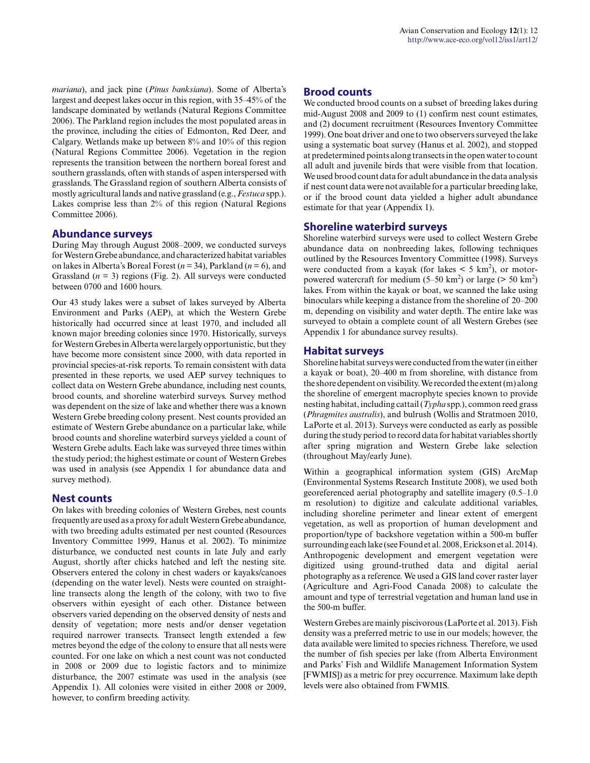*mariana*), and jack pine (*Pinus banksiana*). Some of Alberta's largest and deepest lakes occur in this region, with 35–45% of the landscape dominated by wetlands (Natural Regions Committee 2006). The Parkland region includes the most populated areas in the province, including the cities of Edmonton, Red Deer, and Calgary. Wetlands make up between 8% and 10% of this region (Natural Regions Committee 2006). Vegetation in the region represents the transition between the northern boreal forest and southern grasslands, often with stands of aspen interspersed with grasslands. The Grassland region of southern Alberta consists of mostly agricultural lands and native grassland (e.g., *Festuca* spp.). Lakes comprise less than 2% of this region (Natural Regions Committee 2006).

## Abundance surveys

During May through August 2008–2009, we conducted surveys for Western Grebe abundance, and characterized habitat variables on lakes in Alberta's Boreal Forest ($n = 34$), Parkland ($n = 6$), and Grassland ($n = 3$) regions (Fig. 2). All surveys were conducted between 0700 and 1600 hours.

Our 43 study lakes were a subset of lakes surveyed by Alberta Environment and Parks (AEP), at which the Western Grebe historically had occurred since at least 1970, and included all known major breeding colonies since 1970. Historically, surveys for Western Grebes in Alberta were largely opportunistic, but they have become more consistent since 2000, with data reported in provincial species-at-risk reports. To remain consistent with data presented in these reports, we used AEP survey techniques to collect data on Western Grebe abundance, including nest counts, brood counts, and shoreline waterbird surveys. Survey method was dependent on the size of lake and whether there was a known Western Grebe breeding colony present. Nest counts provided an estimate of Western Grebe abundance on a particular lake, while brood counts and shoreline waterbird surveys yielded a count of Western Grebe adults. Each lake was surveyed three times within the study period; the highest estimate or count of Western Grebes was used in analysis (see Appendix 1 for abundance data and survey method).

## Nest counts

On lakes with breeding colonies of Western Grebes, nest counts frequently are used as a proxy for adult Western Grebe abundance, with two breeding adults estimated per nest counted (Resources Inventory Committee 1999, Hanus et al. 2002). To minimize disturbance, we conducted nest counts in late July and early August, shortly after chicks hatched and left the nesting site. Observers entered the colony in chest waders or kayaks/canoes (depending on the water level). Nests were counted on straight-line transects along the length of the colony, with two to five observers within eyesight of each other. Distance between observers varied depending on the observed density of nests and density of vegetation; more nests and/or denser vegetation required narrower transects. Transect length extended a few metres beyond the edge of the colony to ensure that all nests were counted. For one lake on which a nest count was not conducted in 2008 or 2009 due to logistic factors and to minimize disturbance, the 2007 estimate was used in the analysis (see Appendix 1). All colonies were visited in either 2008 or 2009, however, to confirm breeding activity.

## Brood counts

We conducted brood counts on a subset of breeding lakes during mid-August 2008 and 2009 to (1) confirm nest count estimates, and (2) document recruitment (Resources Inventory Committee 1999). One boat driver and one to two observers surveyed the lake using a systematic boat survey (Hanus et al. 2002), and stopped at predetermined points along transects in the open water to count all adult and juvenile birds that were visible from that location. We used brood count data for adult abundance in the data analysis if nest count data were not available for a particular breeding lake, or if the brood count data yielded a higher adult abundance estimate for that year (Appendix 1).

## Shoreline waterbird surveys

Shoreline waterbird surveys were used to collect Western Grebe abundance data on nonbreeding lakes, following techniques outlined by the Resources Inventory Committee (1998). Surveys were conducted from a kayak (for lakes < 5 $km^2$), or motor-powered watercraft for medium (5–50 $km^2$) or large (> 50 $km^2$) lakes. From within the kayak or boat, we scanned the lake using binoculars while keeping a distance from the shoreline of 20–200 m, depending on visibility and water depth. The entire lake was surveyed to obtain a complete count of all Western Grebes (see Appendix 1 for abundance survey results).

## Habitat surveys

Shoreline habitat surveys were conducted from the water (in either a kayak or boat), 20–400 m from shoreline, with distance from the shore dependent on visibility. We recorded the extent (m) along the shoreline of emergent macrophyte species known to provide nesting habitat, including cattail (*Typha* spp.), common reed grass (*Phragmites australis*), and bulrush (Wollis and Stratmoen 2010, LaPorte et al. 2013). Surveys were conducted as early as possible during the study period to record data for habitat variables shortly after spring migration and Western Grebe lake selection (throughout May/early June).

Within a geographical information system (GIS) ArcMap (Environmental Systems Research Institute 2008), we used both georeferenced aerial photography and satellite imagery (0.5–1.0 m resolution) to digitize and calculate additional variables, including shoreline perimeter and linear extent of emergent vegetation, as well as proportion of human development and proportion/type of backshore vegetation within a 500-m buffer surrounding each lake (see Found et al. 2008, Erickson et al. 2014). Anthropogenic development and emergent vegetation were digitized using ground-truthed data and digital aerial photography as a reference. We used a GIS land cover raster layer (Agriculture and Agri-Food Canada 2008) to calculate the amount and type of terrestrial vegetation and human land use in the 500-m buffer.

Western Grebes are mainly piscivorous (LaPorte et al. 2013). Fish density was a preferred metric to use in our models; however, the data available were limited to species richness. Therefore, we used the number of fish species per lake (from Alberta Environment and Parks' Fish and Wildlife Management Information System [FWMIS]) as a metric for prey occurrence. Maximum lake depth levels were also obtained from FWMIS.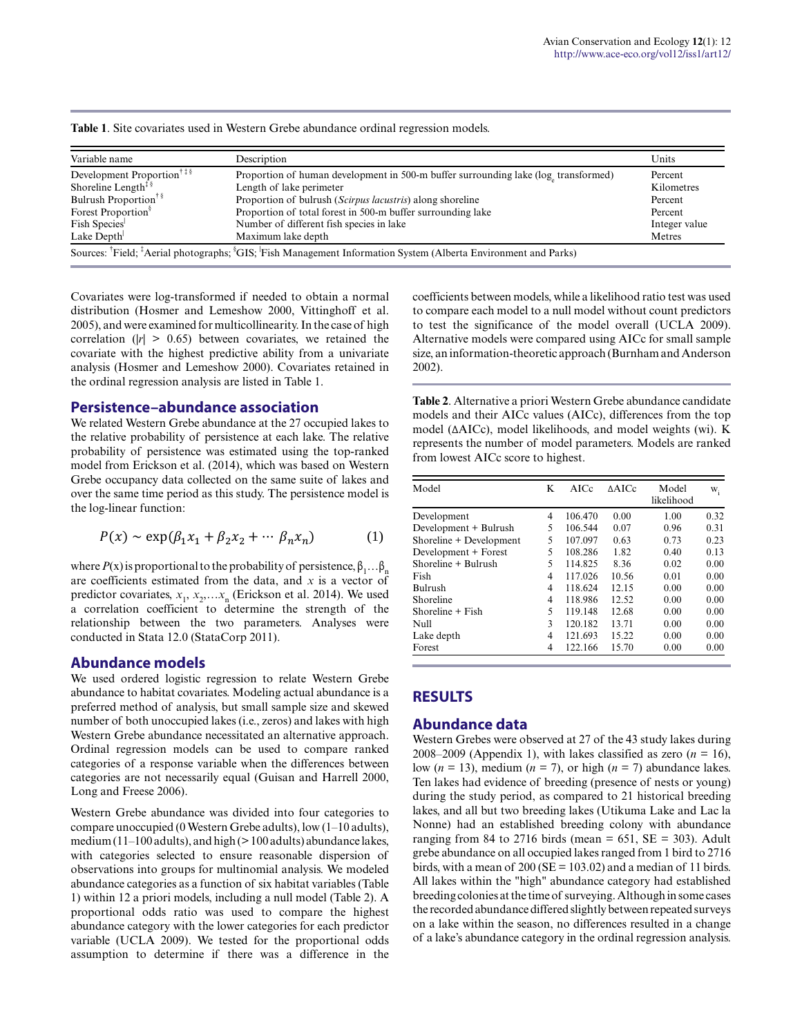**Table 1**. Site covariates used in Western Grebe abundance ordinal regression models.

| Variable name | Description | Units |
|---|---|---|
| Development Proportion[†‡§] | Proportion of human development in 500-m buffer surrounding lake ($\log_e$ transformed) | Percent |
| Shoreline Length[‡§] | Length of lake perimeter | Kilometres |
| Bulrush Proportion[†§] | Proportion of bulrush (*Scirpus lacustris*) along shoreline | Percent |
| Forest Proportion[§] | Proportion of total forest in 500-m buffer surrounding lake | Percent |
| Fish Species[|] | Number of different fish species in lake | Integer value |
| Lake Depth[|] | Maximum lake depth | Metres |

Sources: [†]Field; [‡]Aerial photographs; [§]GIS; [|]Fish Management Information System (Alberta Environment and Parks)

Covariates were log-transformed if needed to obtain a normal distribution (Hosmer and Lemeshow 2000, Vittinghoff et al. 2005), and were examined for multicollinearity. In the case of high correlation ($|r| > 0.65$) between covariates, we retained the covariate with the highest predictive ability from a univariate analysis (Hosmer and Lemeshow 2000). Covariates retained in the ordinal regression analysis are listed in Table 1.

## Persistence–abundance association

We related Western Grebe abundance at the 27 occupied lakes to the relative probability of persistence at each lake. The relative probability of persistence was estimated using the top-ranked model from Erickson et al. (2014), which was based on Western Grebe occupancy data collected on the same suite of lakes and over the same time period as this study. The persistence model is the log-linear function:

$$P(x) \sim \exp(\beta_1 x_1 + \beta_2 x_2 + \cdots \beta_n x_n) \tag{1}$$

where $P(x)$ is proportional to the probability of persistence, $\beta_1 \ldots \beta_n$ are coefficients estimated from the data, and $x$ is a vector of predictor covariates, $x_1, x_2, \ldots x_n$ (Erickson et al. 2014). We used a correlation coefficient to determine the strength of the relationship between the two parameters. Analyses were conducted in Stata 12.0 (StataCorp 2011).

## Abundance models

We used ordered logistic regression to relate Western Grebe abundance to habitat covariates. Modeling actual abundance is a preferred method of analysis, but small sample size and skewed number of both unoccupied lakes (i.e., zeros) and lakes with high Western Grebe abundance necessitated an alternative approach. Ordinal regression models can be used to compare ranked categories of a response variable when the differences between categories are not necessarily equal (Guisan and Harrell 2000, Long and Freese 2006).

Western Grebe abundance was divided into four categories to compare unoccupied (0 Western Grebe adults), low (1–10 adults), medium (11–100 adults), and high (> 100 adults) abundance lakes, with categories selected to ensure reasonable dispersion of observations into groups for multinomial analysis. We modeled abundance categories as a function of six habitat variables (Table 1) within 12 a priori models, including a null model (Table 2). A proportional odds ratio was used to compare the highest abundance category with the lower categories for each predictor variable (UCLA 2009). We tested for the proportional odds assumption to determine if there was a difference in the coefficients between models, while a likelihood ratio test was used to compare each model to a null model without count predictors to test the significance of the model overall (UCLA 2009). Alternative models were compared using AICc for small sample size, an information-theoretic approach (Burnham and Anderson 2002).

**Table 2**. Alternative a priori Western Grebe abundance candidate models and their AICc values (AICc), differences from the top model (ΔAICc), model likelihoods, and model weights (wi). K represents the number of model parameters. Models are ranked from lowest AICc score to highest.

| Model | K | AICc | ΔAICc | Model likelihood | $w_i$ |
|---|---|---|---|---|---|
| Development | 4 | 106.470 | 0.00 | 1.00 | 0.32 |
| Development + Bulrush | 5 | 106.544 | 0.07 | 0.96 | 0.31 |
| Shoreline + Development | 5 | 107.097 | 0.63 | 0.73 | 0.23 |
| Development + Forest | 5 | 108.286 | 1.82 | 0.40 | 0.13 |
| Shoreline + Bulrush | 5 | 114.825 | 8.36 | 0.02 | 0.00 |
| Fish | 4 | 117.026 | 10.56 | 0.01 | 0.00 |
| Bulrush | 4 | 118.624 | 12.15 | 0.00 | 0.00 |
| Shoreline | 4 | 118.986 | 12.52 | 0.00 | 0.00 |
| Shoreline + Fish | 5 | 119.148 | 12.68 | 0.00 | 0.00 |
| Null | 3 | 120.182 | 13.71 | 0.00 | 0.00 |
| Lake depth | 4 | 121.693 | 15.22 | 0.00 | 0.00 |
| Forest | 4 | 122.166 | 15.70 | 0.00 | 0.00 |

# RESULTS

## Abundance data

Western Grebes were observed at 27 of the 43 study lakes during 2008–2009 (Appendix 1), with lakes classified as zero ($n$ = 16), low ($n$ = 13), medium ($n$ = 7), or high ($n$ = 7) abundance lakes. Ten lakes had evidence of breeding (presence of nests or young) during the study period, as compared to 21 historical breeding lakes, and all but two breeding lakes (Utikuma Lake and Lac la Nonne) had an established breeding colony with abundance ranging from 84 to 2716 birds (mean = 651, SE = 303). Adult grebe abundance on all occupied lakes ranged from 1 bird to 2716 birds, with a mean of 200 (SE = 103.02) and a median of 11 birds. All lakes within the "high" abundance category had established breeding colonies at the time of surveying. Although in some cases the recorded abundance differed slightly between repeated surveys on a lake within the season, no differences resulted in a change of a lake's abundance category in the ordinal regression analysis.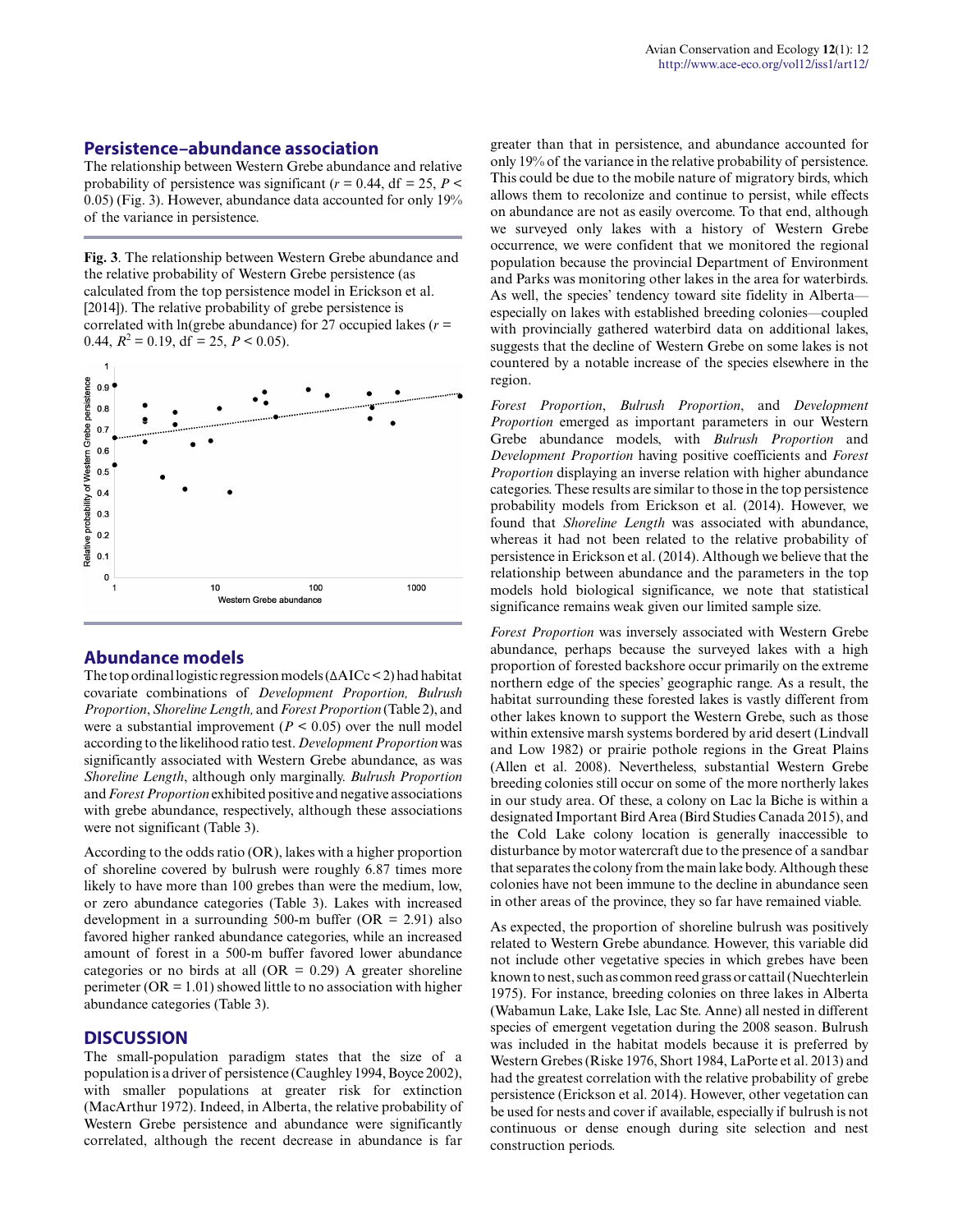## Persistence–abundance association

The relationship between Western Grebe abundance and relative probability of persistence was significant ($r = 0.44$, df = 25, $P < 0.05$) (Fig. 3). However, abundance data accounted for only 19% of the variance in persistence.

**Fig. 3**. The relationship between Western Grebe abundance and the relative probability of Western Grebe persistence (as calculated from the top persistence model in Erickson et al. [2014]). The relative probability of grebe persistence is correlated with ln(grebe abundance) for 27 occupied lakes ($r = 0.44$, $R^2 = 0.19$, df = 25, $P < 0.05$).

Relative probability of Western Grebe persistence

1
0.9
0.8
0.7
0.6
0.5
0.4
0.3
0.2
0.1
0

1
10
100
1000

Western Grebe abundance

## Abundance models

The top ordinal logistic regression models (ΔAICc < 2) had habitat covariate combinations of *Development Proportion, Bulrush Proportion*, *Shoreline Length,* and *Forest Proportion* (Table 2), and were a substantial improvement ($P < 0.05$) over the null model according to the likelihood ratio test. *Development Proportion* was significantly associated with Western Grebe abundance, as was *Shoreline Length*, although only marginally. *Bulrush Proportion* and *Forest Proportion* exhibited positive and negative associations with grebe abundance, respectively, although these associations were not significant (Table 3).

According to the odds ratio (OR), lakes with a higher proportion of shoreline covered by bulrush were roughly 6.87 times more likely to have more than 100 grebes than were the medium, low, or zero abundance categories (Table 3). Lakes with increased development in a surrounding 500-m buffer (OR = 2.91) also favored higher ranked abundance categories, while an increased amount of forest in a 500-m buffer favored lower abundance categories or no birds at all (OR = 0.29) A greater shoreline perimeter (OR = 1.01) showed little to no association with higher abundance categories (Table 3).

## DISCUSSION

The small-population paradigm states that the size of a population is a driver of persistence (Caughley 1994, Boyce 2002), with smaller populations at greater risk for extinction (MacArthur 1972). Indeed, in Alberta, the relative probability of Western Grebe persistence and abundance were significantly correlated, although the recent decrease in abundance is far greater than that in persistence, and abundance accounted for only 19% of the variance in the relative probability of persistence. This could be due to the mobile nature of migratory birds, which allows them to recolonize and continue to persist, while effects on abundance are not as easily overcome. To that end, although we surveyed only lakes with a history of Western Grebe occurrence, we were confident that we monitored the regional population because the provincial Department of Environment and Parks was monitoring other lakes in the area for waterbirds. As well, the species' tendency toward site fidelity in Alberta—especially on lakes with established breeding colonies—coupled with provincially gathered waterbird data on additional lakes, suggests that the decline of Western Grebe on some lakes is not countered by a notable increase of the species elsewhere in the region.

*Forest Proportion*, *Bulrush Proportion*, and *Development Proportion* emerged as important parameters in our Western Grebe abundance models, with *Bulrush Proportion* and *Development Proportion* having positive coefficients and *Forest Proportion* displaying an inverse relation with higher abundance categories. These results are similar to those in the top persistence probability models from Erickson et al. (2014). However, we found that *Shoreline Length* was associated with abundance, whereas it had not been related to the relative probability of persistence in Erickson et al. (2014). Although we believe that the relationship between abundance and the parameters in the top models hold biological significance, we note that statistical significance remains weak given our limited sample size.

*Forest Proportion* was inversely associated with Western Grebe abundance, perhaps because the surveyed lakes with a high proportion of forested backshore occur primarily on the extreme northern edge of the species' geographic range. As a result, the habitat surrounding these forested lakes is vastly different from other lakes known to support the Western Grebe, such as those within extensive marsh systems bordered by arid desert (Lindvall and Low 1982) or prairie pothole regions in the Great Plains (Allen et al. 2008). Nevertheless, substantial Western Grebe breeding colonies still occur on some of the more northerly lakes in our study area. Of these, a colony on Lac la Biche is within a designated Important Bird Area (Bird Studies Canada 2015), and the Cold Lake colony location is generally inaccessible to disturbance by motor watercraft due to the presence of a sandbar that separates the colony from the main lake body. Although these colonies have not been immune to the decline in abundance seen in other areas of the province, they so far have remained viable.

As expected, the proportion of shoreline bulrush was positively related to Western Grebe abundance. However, this variable did not include other vegetative species in which grebes have been known to nest, such as common reed grass or cattail (Nuechterlein 1975). For instance, breeding colonies on three lakes in Alberta (Wabamun Lake, Lake Isle, Lac Ste. Anne) all nested in different species of emergent vegetation during the 2008 season. Bulrush was included in the habitat models because it is preferred by Western Grebes (Riske 1976, Short 1984, LaPorte et al. 2013) and had the greatest correlation with the relative probability of grebe persistence (Erickson et al. 2014). However, other vegetation can be used for nests and cover if available, especially if bulrush is not continuous or dense enough during site selection and nest construction periods.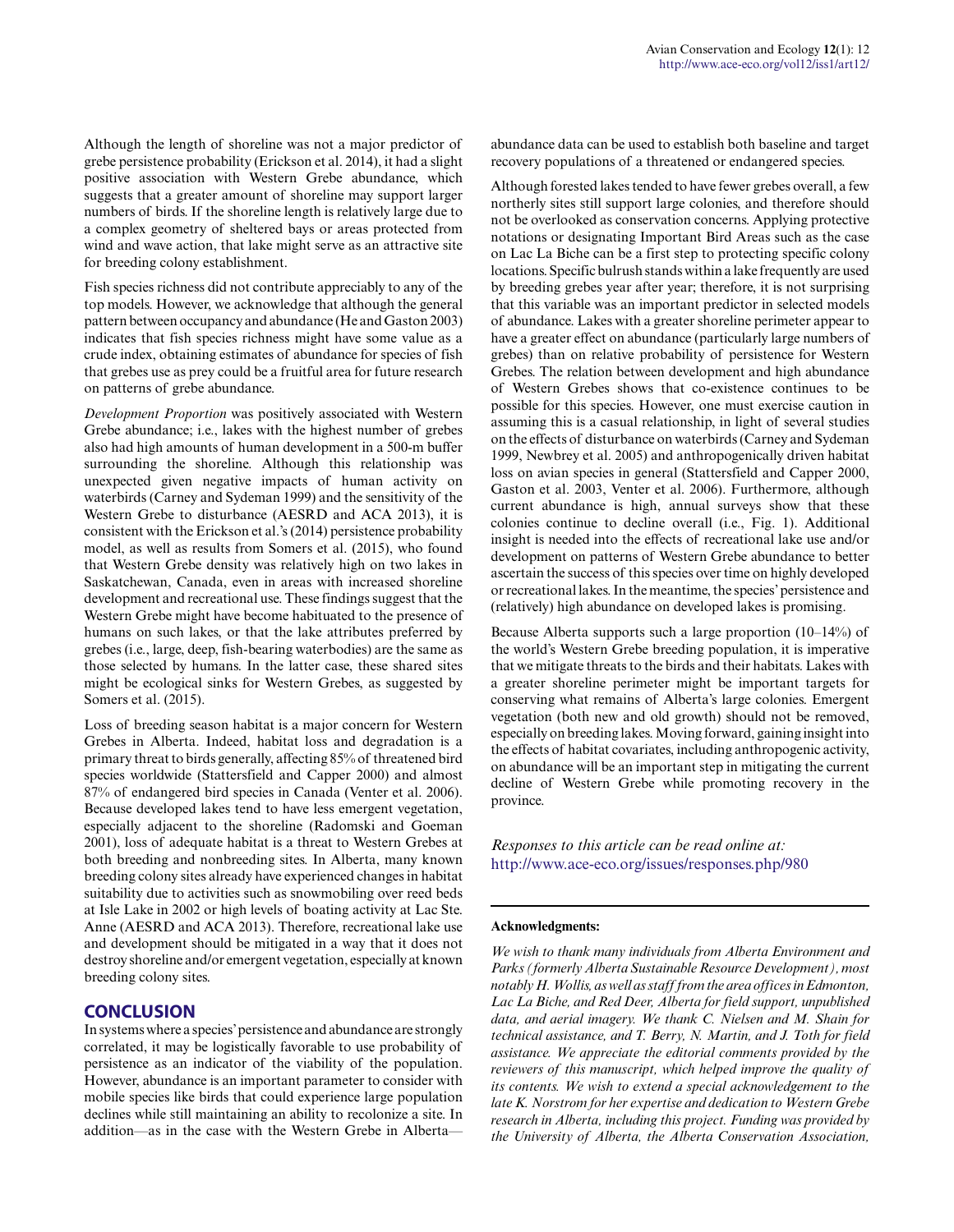Although the length of shoreline was not a major predictor of grebe persistence probability (Erickson et al. 2014), it had a slight positive association with Western Grebe abundance, which suggests that a greater amount of shoreline may support larger numbers of birds. If the shoreline length is relatively large due to a complex geometry of sheltered bays or areas protected from wind and wave action, that lake might serve as an attractive site for breeding colony establishment.

Fish species richness did not contribute appreciably to any of the top models. However, we acknowledge that although the general pattern between occupancy and abundance (He and Gaston 2003) indicates that fish species richness might have some value as a crude index, obtaining estimates of abundance for species of fish that grebes use as prey could be a fruitful area for future research on patterns of grebe abundance.

*Development Proportion* was positively associated with Western Grebe abundance; i.e., lakes with the highest number of grebes also had high amounts of human development in a 500-m buffer surrounding the shoreline. Although this relationship was unexpected given negative impacts of human activity on waterbirds (Carney and Sydeman 1999) and the sensitivity of the Western Grebe to disturbance (AESRD and ACA 2013), it is consistent with the Erickson et al.'s (2014) persistence probability model, as well as results from Somers et al. (2015), who found that Western Grebe density was relatively high on two lakes in Saskatchewan, Canada, even in areas with increased shoreline development and recreational use. These findings suggest that the Western Grebe might have become habituated to the presence of humans on such lakes, or that the lake attributes preferred by grebes (i.e., large, deep, fish-bearing waterbodies) are the same as those selected by humans. In the latter case, these shared sites might be ecological sinks for Western Grebes, as suggested by Somers et al. (2015).

Loss of breeding season habitat is a major concern for Western Grebes in Alberta. Indeed, habitat loss and degradation is a primary threat to birds generally, affecting 85% of threatened bird species worldwide (Stattersfield and Capper 2000) and almost 87% of endangered bird species in Canada (Venter et al. 2006). Because developed lakes tend to have less emergent vegetation, especially adjacent to the shoreline (Radomski and Goeman 2001), loss of adequate habitat is a threat to Western Grebes at both breeding and nonbreeding sites. In Alberta, many known breeding colony sites already have experienced changes in habitat suitability due to activities such as snowmobiling over reed beds at Isle Lake in 2002 or high levels of boating activity at Lac Ste. Anne (AESRD and ACA 2013). Therefore, recreational lake use and development should be mitigated in a way that it does not destroy shoreline and/or emergent vegetation, especially at known breeding colony sites.

## CONCLUSION

In systems where a species' persistence and abundance are strongly correlated, it may be logistically favorable to use probability of persistence as an indicator of the viability of the population. However, abundance is an important parameter to consider with mobile species like birds that could experience large population declines while still maintaining an ability to recolonize a site. In addition—as in the case with the Western Grebe in Alberta—abundance data can be used to establish both baseline and target recovery populations of a threatened or endangered species.

Although forested lakes tended to have fewer grebes overall, a few northerly sites still support large colonies, and therefore should not be overlooked as conservation concerns. Applying protective notations or designating Important Bird Areas such as the case on Lac La Biche can be a first step to protecting specific colony locations. Specific bulrush stands within a lake frequently are used by breeding grebes year after year; therefore, it is not surprising that this variable was an important predictor in selected models of abundance. Lakes with a greater shoreline perimeter appear to have a greater effect on abundance (particularly large numbers of grebes) than on relative probability of persistence for Western Grebes. The relation between development and high abundance of Western Grebes shows that co-existence continues to be possible for this species. However, one must exercise caution in assuming this is a casual relationship, in light of several studies on the effects of disturbance on waterbirds (Carney and Sydeman 1999, Newbrey et al. 2005) and anthropogenically driven habitat loss on avian species in general (Stattersfield and Capper 2000, Gaston et al. 2003, Venter et al. 2006). Furthermore, although current abundance is high, annual surveys show that these colonies continue to decline overall (i.e., Fig. 1). Additional insight is needed into the effects of recreational lake use and/or development on patterns of Western Grebe abundance to better ascertain the success of this species over time on highly developed or recreational lakes. In the meantime, the species' persistence and (relatively) high abundance on developed lakes is promising.

Because Alberta supports such a large proportion (10–14%) of the world's Western Grebe breeding population, it is imperative that we mitigate threats to the birds and their habitats. Lakes with a greater shoreline perimeter might be important targets for conserving what remains of Alberta's large colonies. Emergent vegetation (both new and old growth) should not be removed, especially on breeding lakes. Moving forward, gaining insight into the effects of habitat covariates, including anthropogenic activity, on abundance will be an important step in mitigating the current decline of Western Grebe while promoting recovery in the province.

*Responses to this article can be read online at:*
http://www.ace-eco.org/issues/responses.php/980

**Acknowledgments:**

*We wish to thank many individuals from Alberta Environment and Parks (formerly Alberta Sustainable Resource Development), most notably H. Wollis, as well as staff from the area offices in Edmonton, Lac La Biche, and Red Deer, Alberta for field support, unpublished data, and aerial imagery. We thank C. Nielsen and M. Shain for technical assistance, and T. Berry, N. Martin, and J. Toth for field assistance. We appreciate the editorial comments provided by the reviewers of this manuscript, which helped improve the quality of its contents. We wish to extend a special acknowledgement to the late K. Norstrom for her expertise and dedication to Western Grebe research in Alberta, including this project. Funding was provided by the University of Alberta, the Alberta Conservation Association,*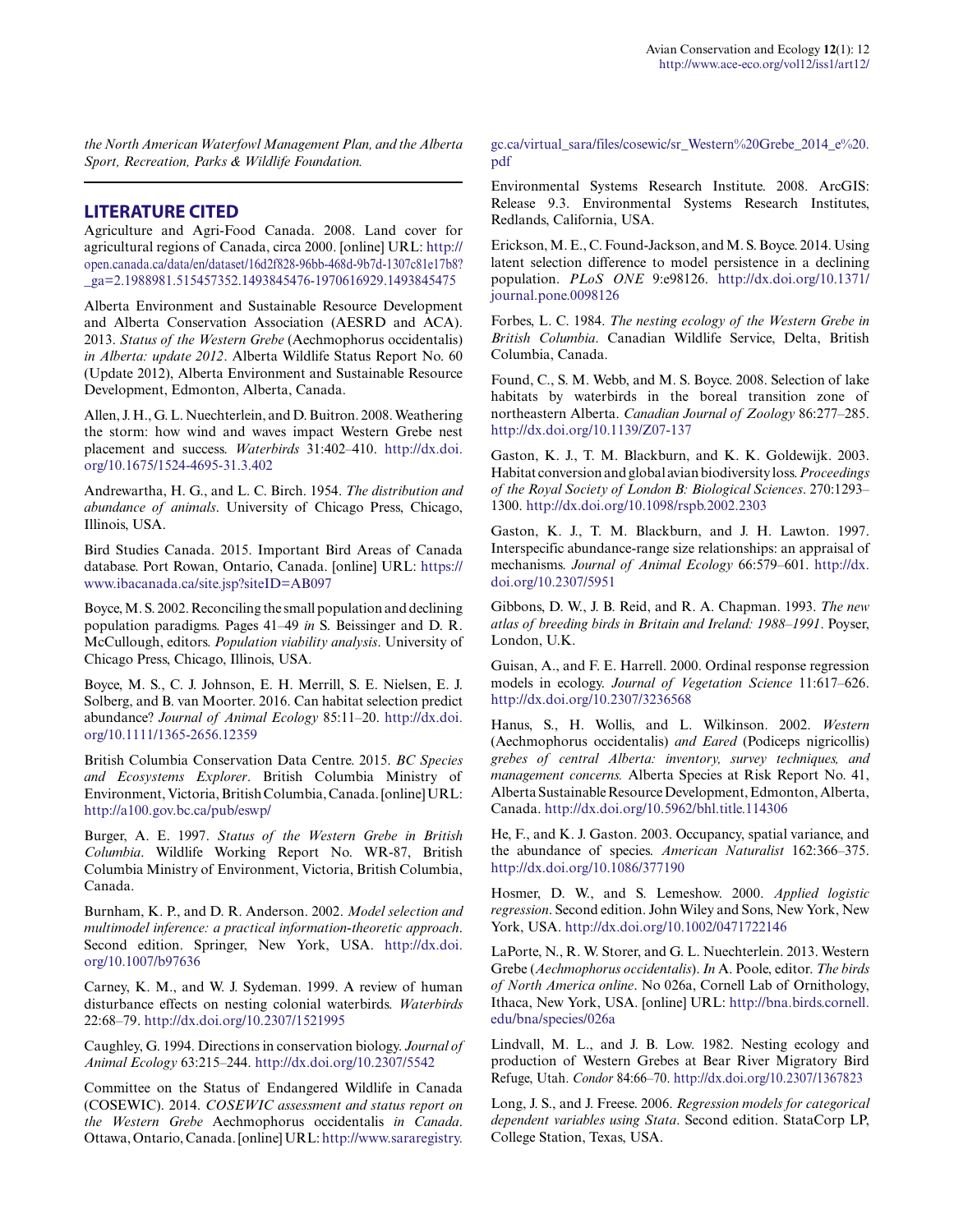*the North American Waterfowl Management Plan, and the Alberta Sport, Recreation, Parks & Wildlife Foundation.*

## LITERATURE CITED

Agriculture and Agri-Food Canada. 2008. Land cover for agricultural regions of Canada, circa 2000. [online] URL: http://open.canada.ca/data/en/dataset/16d2f828-96bb-468d-9b7d-1307c81e17b8?_ga=2.1988981.515457352.1493845476-1970616929.1493845475

Alberta Environment and Sustainable Resource Development and Alberta Conservation Association (AESRD and ACA). 2013. *Status of the Western Grebe* (Aechmophorus occidentalis) *in Alberta: update 2012*. Alberta Wildlife Status Report No. 60 (Update 2012), Alberta Environment and Sustainable Resource Development, Edmonton, Alberta, Canada.

Allen, J. H., G. L. Nuechterlein, and D. Buitron. 2008. Weathering the storm: how wind and waves impact Western Grebe nest placement and success. *Waterbirds* 31:402–410. http://dx.doi.org/10.1675/1524-4695-31.3.402

Andrewartha, H. G., and L. C. Birch. 1954. *The distribution and abundance of animals*. University of Chicago Press, Chicago, Illinois, USA.

Bird Studies Canada. 2015. Important Bird Areas of Canada database. Port Rowan, Ontario, Canada. [online] URL: https://www.ibacanada.ca/site.jsp?siteID=AB097

Boyce, M. S. 2002. Reconciling the small population and declining population paradigms. Pages 41–49 *in* S. Beissinger and D. R. McCullough, editors. *Population viability analysis*. University of Chicago Press, Chicago, Illinois, USA.

Boyce, M. S., C. J. Johnson, E. H. Merrill, S. E. Nielsen, E. J. Solberg, and B. van Moorter. 2016. Can habitat selection predict abundance? *Journal of Animal Ecology* 85:11–20. http://dx.doi.org/10.1111/1365-2656.12359

British Columbia Conservation Data Centre. 2015. *BC Species and Ecosystems Explorer*. British Columbia Ministry of Environment, Victoria, British Columbia, Canada. [online] URL: http://a100.gov.bc.ca/pub/eswp/

Burger, A. E. 1997. *Status of the Western Grebe in British Columbia*. Wildlife Working Report No. WR-87, British Columbia Ministry of Environment, Victoria, British Columbia, Canada.

Burnham, K. P., and D. R. Anderson. 2002. *Model selection and multimodel inference: a practical information-theoretic approach*. Second edition. Springer, New York, USA. http://dx.doi.org/10.1007/b97636

Carney, K. M., and W. J. Sydeman. 1999. A review of human disturbance effects on nesting colonial waterbirds. *Waterbirds* 22:68–79. http://dx.doi.org/10.2307/1521995

Caughley, G. 1994. Directions in conservation biology. *Journal of Animal Ecology* 63:215–244. http://dx.doi.org/10.2307/5542

Committee on the Status of Endangered Wildlife in Canada (COSEWIC). 2014. *COSEWIC assessment and status report on the Western Grebe* Aechmophorus occidentalis *in Canada*. Ottawa, Ontario, Canada. [online] URL: http://www.sararegistry.gc.ca/virtual_sara/files/cosewic/sr_Western%20Grebe_2014_e%20.pdf

Environmental Systems Research Institute. 2008. ArcGIS: Release 9.3. Environmental Systems Research Institutes, Redlands, California, USA.

Erickson, M. E., C. Found-Jackson, and M. S. Boyce. 2014. Using latent selection difference to model persistence in a declining population. *PLoS ONE* 9:e98126. http://dx.doi.org/10.1371/journal.pone.0098126

Forbes, L. C. 1984. *The nesting ecology of the Western Grebe in British Columbia*. Canadian Wildlife Service, Delta, British Columbia, Canada.

Found, C., S. M. Webb, and M. S. Boyce. 2008. Selection of lake habitats by waterbirds in the boreal transition zone of northeastern Alberta. *Canadian Journal of Zoology* 86:277–285. http://dx.doi.org/10.1139/Z07-137

Gaston, K. J., T. M. Blackburn, and K. K. Goldewijk. 2003. Habitat conversion and global avian biodiversity loss. *Proceedings of the Royal Society of London B: Biological Sciences*. 270:1293–1300. http://dx.doi.org/10.1098/rspb.2002.2303

Gaston, K. J., T. M. Blackburn, and J. H. Lawton. 1997. Interspecific abundance-range size relationships: an appraisal of mechanisms. *Journal of Animal Ecology* 66:579–601. http://dx.doi.org/10.2307/5951

Gibbons, D. W., J. B. Reid, and R. A. Chapman. 1993. *The new atlas of breeding birds in Britain and Ireland: 1988–1991*. Poyser, London, U.K.

Guisan, A., and F. E. Harrell. 2000. Ordinal response regression models in ecology. *Journal of Vegetation Science* 11:617–626. http://dx.doi.org/10.2307/3236568

Hanus, S., H. Wollis, and L. Wilkinson. 2002. *Western* (Aechmophorus occidentalis) *and Eared* (Podiceps nigricollis) *grebes of central Alberta: inventory, survey techniques, and management concerns.* Alberta Species at Risk Report No. 41, Alberta Sustainable Resource Development, Edmonton, Alberta, Canada. http://dx.doi.org/10.5962/bhl.title.114306

He, F., and K. J. Gaston. 2003. Occupancy, spatial variance, and the abundance of species. *American Naturalist* 162:366–375. http://dx.doi.org/10.1086/377190

Hosmer, D. W., and S. Lemeshow. 2000. *Applied logistic regression*. Second edition. John Wiley and Sons, New York, New York, USA. http://dx.doi.org/10.1002/0471722146

LaPorte, N., R. W. Storer, and G. L. Nuechterlein. 2013. Western Grebe (*Aechmophorus occidentalis*). *In* A. Poole, editor. *The birds of North America online*. No 026a, Cornell Lab of Ornithology, Ithaca, New York, USA. [online] URL: http://bna.birds.cornell.edu/bna/species/026a

Lindvall, M. L., and J. B. Low. 1982. Nesting ecology and production of Western Grebes at Bear River Migratory Bird Refuge, Utah. *Condor* 84:66–70. http://dx.doi.org/10.2307/1367823

Long, J. S., and J. Freese. 2006. *Regression models for categorical dependent variables using Stata*. Second edition. StataCorp LP, College Station, Texas, USA.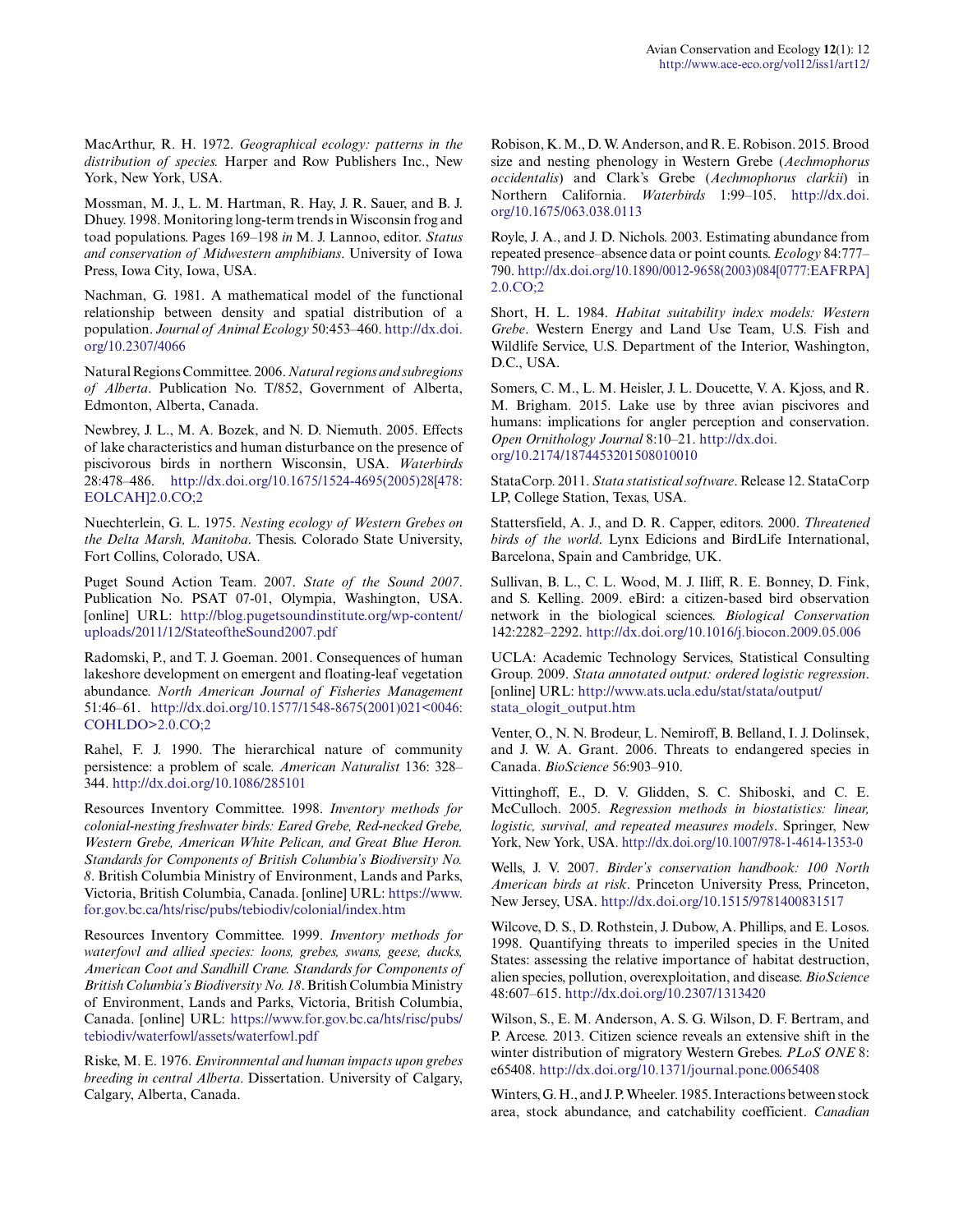MacArthur, R. H. 1972. *Geographical ecology: patterns in the distribution of species.* Harper and Row Publishers Inc., New York, New York, USA.

Mossman, M. J., L. M. Hartman, R. Hay, J. R. Sauer, and B. J. Dhuey. 1998. Monitoring long-term trends in Wisconsin frog and toad populations. Pages 169–198 *in* M. J. Lannoo, editor. *Status and conservation of Midwestern amphibians*. University of Iowa Press, Iowa City, Iowa, USA.

Nachman, G. 1981. A mathematical model of the functional relationship between density and spatial distribution of a population. *Journal of Animal Ecology* 50:453–460. http://dx.doi.org/10.2307/4066

Natural Regions Committee. 2006. *Natural regions and subregions of Alberta*. Publication No. T/852, Government of Alberta, Edmonton, Alberta, Canada.

Newbrey, J. L., M. A. Bozek, and N. D. Niemuth. 2005. Effects of lake characteristics and human disturbance on the presence of piscivorous birds in northern Wisconsin, USA. *Waterbirds* 28:478–486. http://dx.doi.org/10.1675/1524-4695(2005)28[478:EOLCAH]2.0.CO;2

Nuechterlein, G. L. 1975. *Nesting ecology of Western Grebes on the Delta Marsh, Manitoba*. Thesis. Colorado State University, Fort Collins, Colorado, USA.

Puget Sound Action Team. 2007. *State of the Sound 2007*. Publication No. PSAT 07-01, Olympia, Washington, USA. [online] URL: http://blog.pugetsoundinstitute.org/wp-content/uploads/2011/12/StateoftheSound2007.pdf

Radomski, P., and T. J. Goeman. 2001. Consequences of human lakeshore development on emergent and floating-leaf vegetation abundance. *North American Journal of Fisheries Management* 51:46–61. http://dx.doi.org/10.1577/1548-8675(2001)021<0046:COHLDO>2.0.CO;2

Rahel, F. J. 1990. The hierarchical nature of community persistence: a problem of scale. *American Naturalist* 136: 328–344. http://dx.doi.org/10.1086/285101

Resources Inventory Committee. 1998. *Inventory methods for colonial-nesting freshwater birds: Eared Grebe, Red-necked Grebe, Western Grebe, American White Pelican, and Great Blue Heron. Standards for Components of British Columbia's Biodiversity No. 8*. British Columbia Ministry of Environment, Lands and Parks, Victoria, British Columbia, Canada. [online] URL: https://www.for.gov.bc.ca/hts/risc/pubs/tebiodiv/colonial/index.htm

Resources Inventory Committee. 1999. *Inventory methods for waterfowl and allied species: loons, grebes, swans, geese, ducks, American Coot and Sandhill Crane. Standards for Components of British Columbia's Biodiversity No. 18*. British Columbia Ministry of Environment, Lands and Parks, Victoria, British Columbia, Canada. [online] URL: https://www.for.gov.bc.ca/hts/risc/pubs/tebiodiv/waterfowl/assets/waterfowl.pdf

Riske, M. E. 1976. *Environmental and human impacts upon grebes breeding in central Alberta*. Dissertation. University of Calgary, Calgary, Alberta, Canada.

Robison, K. M., D. W. Anderson, and R. E. Robison. 2015. Brood size and nesting phenology in Western Grebe (*Aechmophorus occidentalis*) and Clark's Grebe (*Aechmophorus clarkii*) in Northern California. *Waterbirds* 1:99–105. http://dx.doi.org/10.1675/063.038.0113

Royle, J. A., and J. D. Nichols. 2003. Estimating abundance from repeated presence–absence data or point counts. *Ecology* 84:777–790. http://dx.doi.org/10.1890/0012-9658(2003)084[0777:EAFRPA]2.0.CO;2

Short, H. L. 1984. *Habitat suitability index models: Western Grebe*. Western Energy and Land Use Team, U.S. Fish and Wildlife Service, U.S. Department of the Interior, Washington, D.C., USA.

Somers, C. M., L. M. Heisler, J. L. Doucette, V. A. Kjoss, and R. M. Brigham. 2015. Lake use by three avian piscivores and humans: implications for angler perception and conservation. *Open Ornithology Journal* 8:10–21. http://dx.doi.org/10.2174/1874453201508010010

StataCorp. 2011. *Stata statistical software*. Release 12. StataCorp LP, College Station, Texas, USA.

Stattersfield, A. J., and D. R. Capper, editors. 2000. *Threatened birds of the world*. Lynx Edicions and BirdLife International, Barcelona, Spain and Cambridge, UK.

Sullivan, B. L., C. L. Wood, M. J. Iliff, R. E. Bonney, D. Fink, and S. Kelling. 2009. eBird: a citizen-based bird observation network in the biological sciences. *Biological Conservation* 142:2282–2292. http://dx.doi.org/10.1016/j.biocon.2009.05.006

UCLA: Academic Technology Services, Statistical Consulting Group. 2009. *Stata annotated output: ordered logistic regression*. [online] URL: http://www.ats.ucla.edu/stat/stata/output/stata_ologit_output.htm

Venter, O., N. N. Brodeur, L. Nemiroff, B. Belland, I. J. Dolinsek, and J. W. A. Grant. 2006. Threats to endangered species in Canada. *BioScience* 56:903–910.

Vittinghoff, E., D. V. Glidden, S. C. Shiboski, and C. E. McCulloch. 2005. *Regression methods in biostatistics: linear, logistic, survival, and repeated measures models*. Springer, New York, New York, USA. http://dx.doi.org/10.1007/978-1-4614-1353-0

Wells, J. V. 2007. *Birder's conservation handbook: 100 North American birds at risk*. Princeton University Press, Princeton, New Jersey, USA. http://dx.doi.org/10.1515/9781400831517

Wilcove, D. S., D. Rothstein, J. Dubow, A. Phillips, and E. Losos. 1998. Quantifying threats to imperiled species in the United States: assessing the relative importance of habitat destruction, alien species, pollution, overexploitation, and disease. *BioScience* 48:607–615. http://dx.doi.org/10.2307/1313420

Wilson, S., E. M. Anderson, A. S. G. Wilson, D. F. Bertram, and P. Arcese. 2013. Citizen science reveals an extensive shift in the winter distribution of migratory Western Grebes. *PLoS ONE* 8: e65408. http://dx.doi.org/10.1371/journal.pone.0065408

Winters, G. H., and J. P. Wheeler. 1985. Interactions between stock area, stock abundance, and catchability coefficient. *Canadian*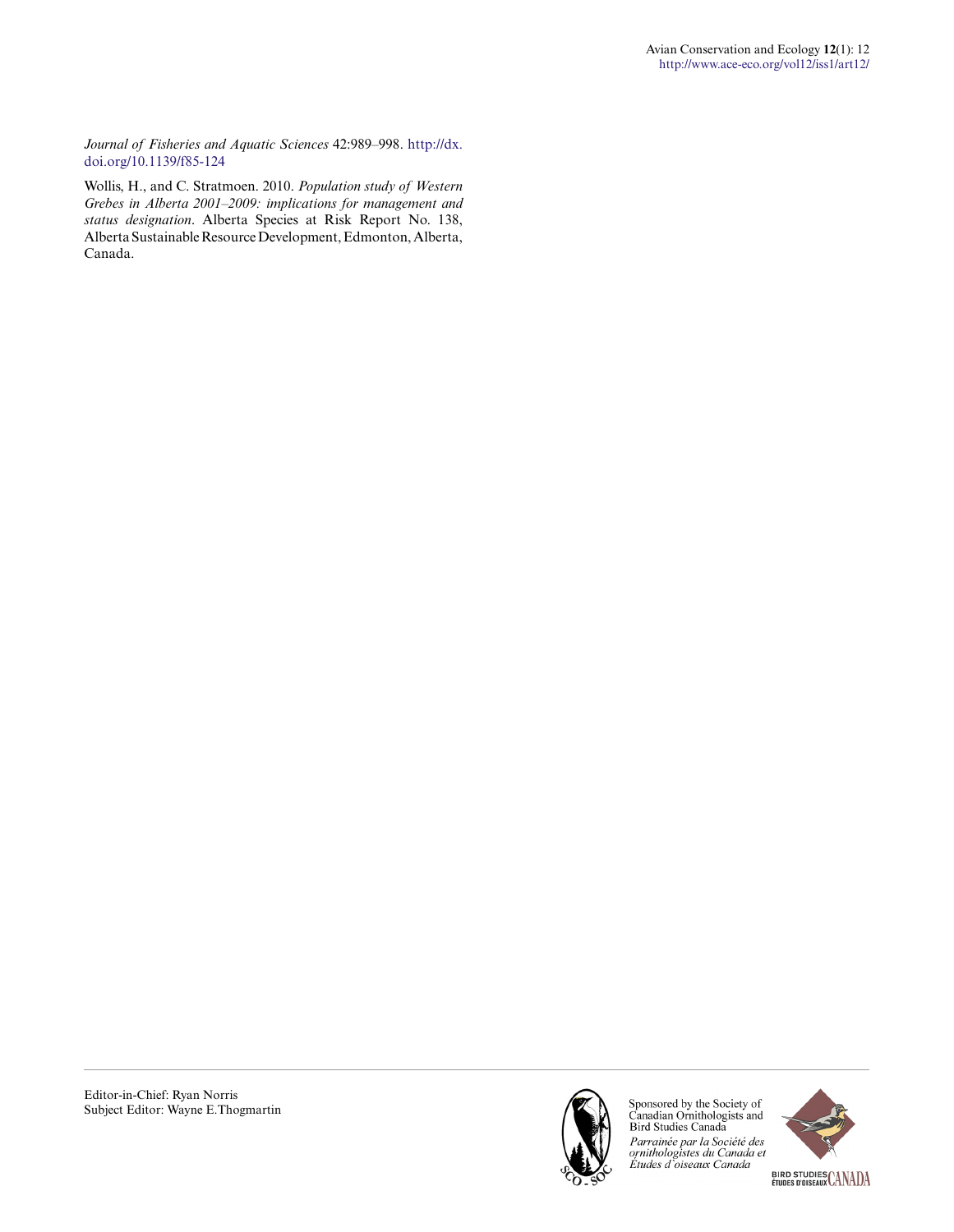*Journal of Fisheries and Aquatic Sciences* 42:989–998. http://dx.doi.org/10.1139/f85-124

Wollis, H., and C. Stratmoen. 2010. *Population study of Western Grebes in Alberta 2001–2009: implications for management and status designation*. Alberta Species at Risk Report No. 138, Alberta Sustainable Resource Development, Edmonton, Alberta, Canada.

Editor-in-Chief: Ryan Norris
Subject Editor: Wayne E.Thogmartin

Sponsored by the Society of Canadian Ornithologists and Bird Studies Canada

*Parrainée par la Société des ornithologistes du Canada et Études d'oiseaux Canada*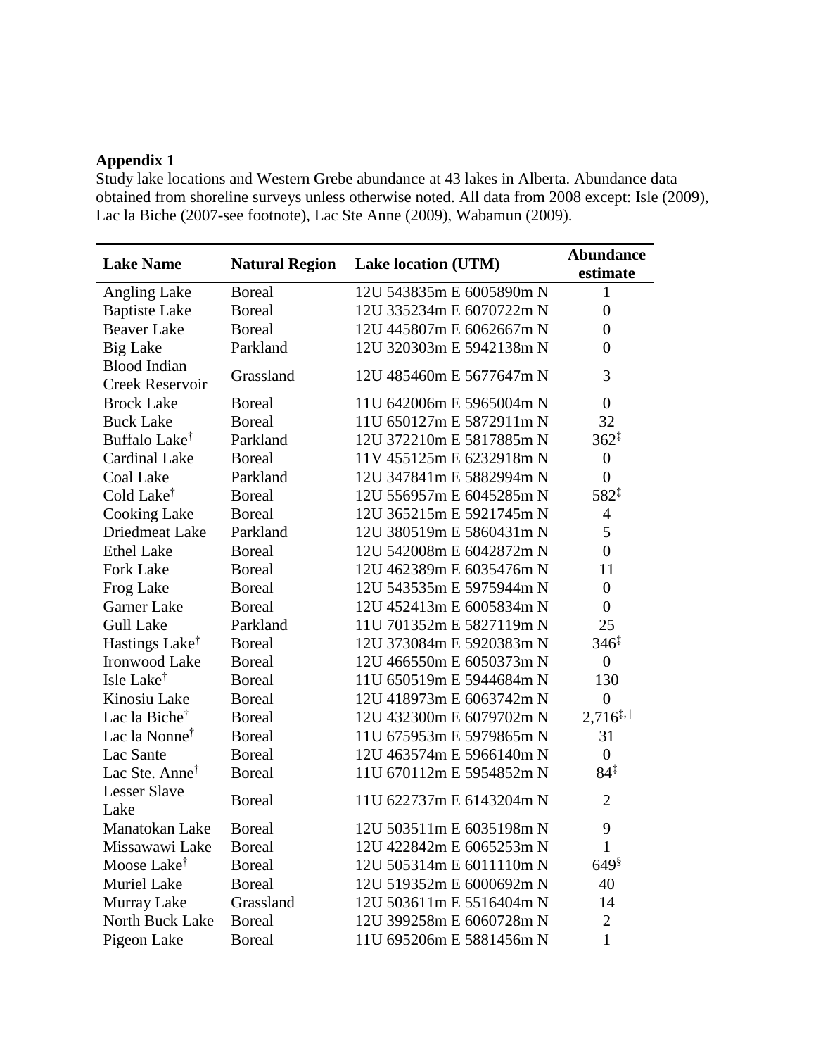**Appendix 1**

Study lake locations and Western Grebe abundance at 43 lakes in Alberta. Abundance data obtained from shoreline surveys unless otherwise noted. All data from 2008 except: Isle (2009), Lac la Biche (2007-see footnote), Lac Ste Anne (2009), Wabamun (2009).

| Lake Name | Natural Region | Lake location (UTM) | Abundance estimate |
|---|---|---|---|
| Angling Lake | Boreal | 12U 543835m E 6005890m N | 1 |
| Baptiste Lake | Boreal | 12U 335234m E 6070722m N | 0 |
| Beaver Lake | Boreal | 12U 445807m E 6062667m N | 0 |
| Big Lake | Parkland | 12U 320303m E 5942138m N | 0 |
| Blood Indian Creek Reservoir | Grassland | 12U 485460m E 5677647m N | 3 |
| Brock Lake | Boreal | 11U 642006m E 5965004m N | 0 |
| Buck Lake | Boreal | 11U 650127m E 5872911m N | 32 |
| Buffalo Lake[†] | Parkland | 12U 372210m E 5817885m N | 362[‡] |
| Cardinal Lake | Boreal | 11V 455125m E 6232918m N | 0 |
| Coal Lake | Parkland | 12U 347841m E 5882994m N | 0 |
| Cold Lake[†] | Boreal | 12U 556957m E 6045285m N | 582[‡] |
| Cooking Lake | Boreal | 12U 365215m E 5921745m N | 4 |
| Driedmeat Lake | Parkland | 12U 380519m E 5860431m N | 5 |
| Ethel Lake | Boreal | 12U 542008m E 6042872m N | 0 |
| Fork Lake | Boreal | 12U 462389m E 6035476m N | 11 |
| Frog Lake | Boreal | 12U 543535m E 5975944m N | 0 |
| Garner Lake | Boreal | 12U 452413m E 6005834m N | 0 |
| Gull Lake | Parkland | 11U 701352m E 5827119m N | 25 |
| Hastings Lake[†] | Boreal | 12U 373084m E 5920383m N | 346[‡] |
| Ironwood Lake | Boreal | 12U 466550m E 6050373m N | 0 |
| Isle Lake[†] | Boreal | 11U 650519m E 5944684m N | 130 |
| Kinosiu Lake | Boreal | 12U 418973m E 6063742m N | 0 |
| Lac la Biche[†] | Boreal | 12U 432300m E 6079702m N | 2,716[‡,|] |
| Lac la Nonne[†] | Boreal | 11U 675953m E 5979865m N | 31 |
| Lac Sante | Boreal | 12U 463574m E 5966140m N | 0 |
| Lac Ste. Anne[†] | Boreal | 11U 670112m E 5954852m N | 84[‡] |
| Lesser Slave Lake | Boreal | 11U 622737m E 6143204m N | 2 |
| Manatokan Lake | Boreal | 12U 503511m E 6035198m N | 9 |
| Missawawi Lake | Boreal | 12U 422842m E 6065253m N | 1 |
| Moose Lake[†] | Boreal | 12U 505314m E 6011110m N | 649[§] |
| Muriel Lake | Boreal | 12U 519352m E 6000692m N | 40 |
| Murray Lake | Grassland | 12U 503611m E 5516404m N | 14 |
| North Buck Lake | Boreal | 12U 399258m E 6060728m N | 2 |
| Pigeon Lake | Boreal | 11U 695206m E 5881456m N | 1 |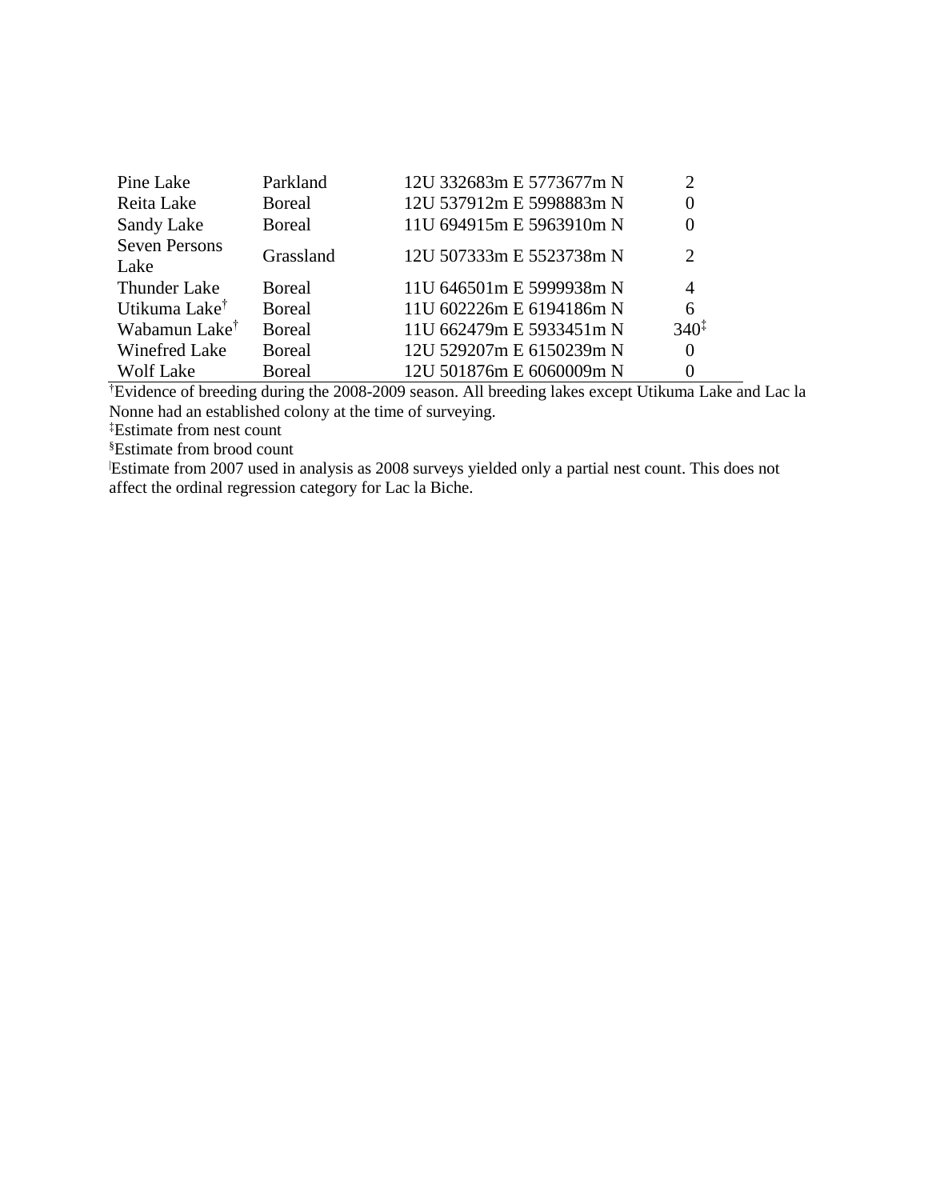| | | | |
|---|---|---|---|
| Pine Lake | Parkland | 12U 332683m E 5773677m N | 2 |
| Reita Lake | Boreal | 12U 537912m E 5998883m N | 0 |
| Sandy Lake | Boreal | 11U 694915m E 5963910m N | 0 |
| Seven Persons Lake | Grassland | 12U 507333m E 5523738m N | 2 |
| Thunder Lake | Boreal | 11U 646501m E 5999938m N | 4 |
| Utikuma Lake[†] | Boreal | 11U 602226m E 6194186m N | 6 |
| Wabamun Lake[†] | Boreal | 11U 662479m E 5933451m N | 340[‡] |
| Winefred Lake | Boreal | 12U 529207m E 6150239m N | 0 |
| Wolf Lake | Boreal | 12U 501876m E 6060009m N | 0 |

[†]Evidence of breeding during the 2008-2009 season. All breeding lakes except Utikuma Lake and Lac la Nonne had an established colony at the time of surveying.

[‡]Estimate from nest count

[§]Estimate from brood count

[|]Estimate from 2007 used in analysis as 2008 surveys yielded only a partial nest count. This does not affect the ordinal regression category for Lac la Biche.